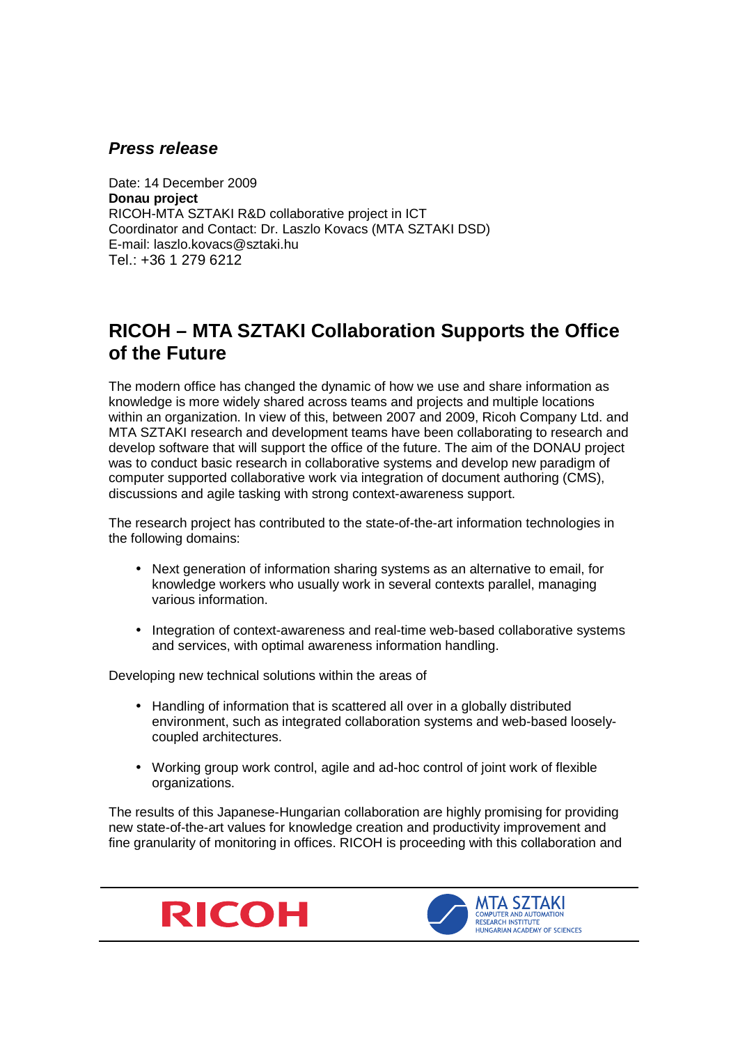*Press release*

Date: 14 December 2009
**Donau project**
RICOH-MTA SZTAKI R&D collaborative project in ICT
Coordinator and Contact: Dr. Laszlo Kovacs (MTA SZTAKI DSD)
E-mail: laszlo.kovacs@sztaki.hu
Tel.: +36 1 279 6212

# RICOH – MTA SZTAKI Collaboration Supports the Office of the Future

The modern office has changed the dynamic of how we use and share information as knowledge is more widely shared across teams and projects and multiple locations within an organization. In view of this, between 2007 and 2009, Ricoh Company Ltd. and MTA SZTAKI research and development teams have been collaborating to research and develop software that will support the office of the future. The aim of the DONAU project was to conduct basic research in collaborative systems and develop new paradigm of computer supported collaborative work via integration of document authoring (CMS), discussions and agile tasking with strong context-awareness support.

The research project has contributed to the state-of-the-art information technologies in the following domains:

- Next generation of information sharing systems as an alternative to email, for knowledge workers who usually work in several contexts parallel, managing various information.
- Integration of context-awareness and real-time web-based collaborative systems and services, with optimal awareness information handling.

Developing new technical solutions within the areas of

- Handling of information that is scattered all over in a globally distributed environment, such as integrated collaboration systems and web-based loosely-coupled architectures.
- Working group work control, agile and ad-hoc control of joint work of flexible organizations.

The results of this Japanese-Hungarian collaboration are highly promising for providing new state-of-the-art values for knowledge creation and productivity improvement and fine granularity of monitoring in offices. RICOH is proceeding with this collaboration and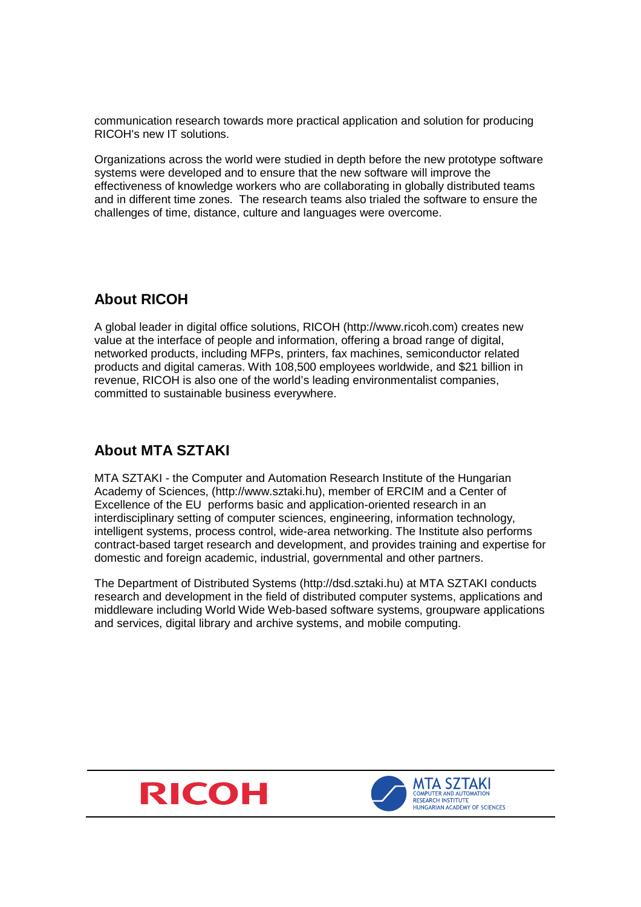communication research towards more practical application and solution for producing RICOH's new IT solutions.

Organizations across the world were studied in depth before the new prototype software systems were developed and to ensure that the new software will improve the effectiveness of knowledge workers who are collaborating in globally distributed teams and in different time zones. The research teams also trialed the software to ensure the challenges of time, distance, culture and languages were overcome.

## About RICOH

A global leader in digital office solutions, RICOH (http://www.ricoh.com) creates new value at the interface of people and information, offering a broad range of digital, networked products, including MFPs, printers, fax machines, semiconductor related products and digital cameras. With 108,500 employees worldwide, and $21 billion in revenue, RICOH is also one of the world's leading environmentalist companies, committed to sustainable business everywhere.

## About MTA SZTAKI

MTA SZTAKI - the Computer and Automation Research Institute of the Hungarian Academy of Sciences, (http://www.sztaki.hu), member of ERCIM and a Center of Excellence of the EU performs basic and application-oriented research in an interdisciplinary setting of computer sciences, engineering, information technology, intelligent systems, process control, wide-area networking. The Institute also performs contract-based target research and development, and provides training and expertise for domestic and foreign academic, industrial, governmental and other partners.

The Department of Distributed Systems (http://dsd.sztaki.hu) at MTA SZTAKI conducts research and development in the field of distributed computer systems, applications and middleware including World Wide Web-based software systems, groupware applications and services, digital library and archive systems, and mobile computing.

RICOH

MTA SZTAKI
COMPUTER AND AUTOMATION
RESEARCH INSTITUTE
HUNGARIAN ACADEMY OF SCIENCES